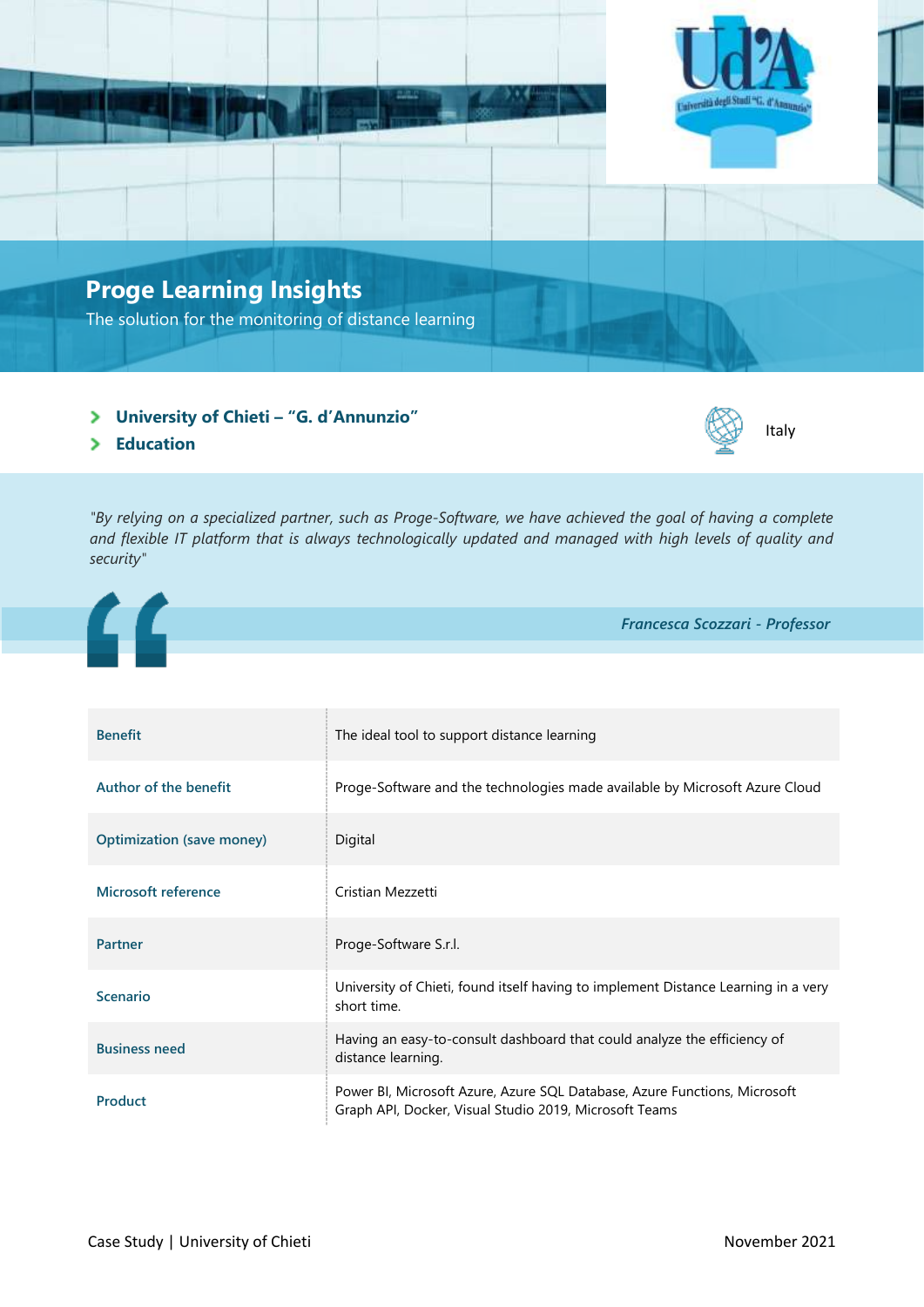# Proge Learning Insights

The solution for the monitoring of distance learning

- **University of Chieti – "G. d'Annunzio"**
- **Education**

Italy

*"By relying on a specialized partner, such as Proge-Software, we have achieved the goal of having a complete and flexible IT platform that is always technologically updated and managed with high levels of quality and security"*

***Francesca Scozzari - Professor***

| | |
|---|---|
| Benefit | The ideal tool to support distance learning |
| Author of the benefit | Proge-Software and the technologies made available by Microsoft Azure Cloud |
| Optimization (save money) | Digital |
| Microsoft reference | Cristian Mezzetti |
| Partner | Proge-Software S.r.l. |
| Scenario | University of Chieti, found itself having to implement Distance Learning in a very short time. |
| Business need | Having an easy-to-consult dashboard that could analyze the efficiency of distance learning. |
| Product | Power BI, Microsoft Azure, Azure SQL Database, Azure Functions, Microsoft Graph API, Docker, Visual Studio 2019, Microsoft Teams |

Case Study | University of Chieti

November 2021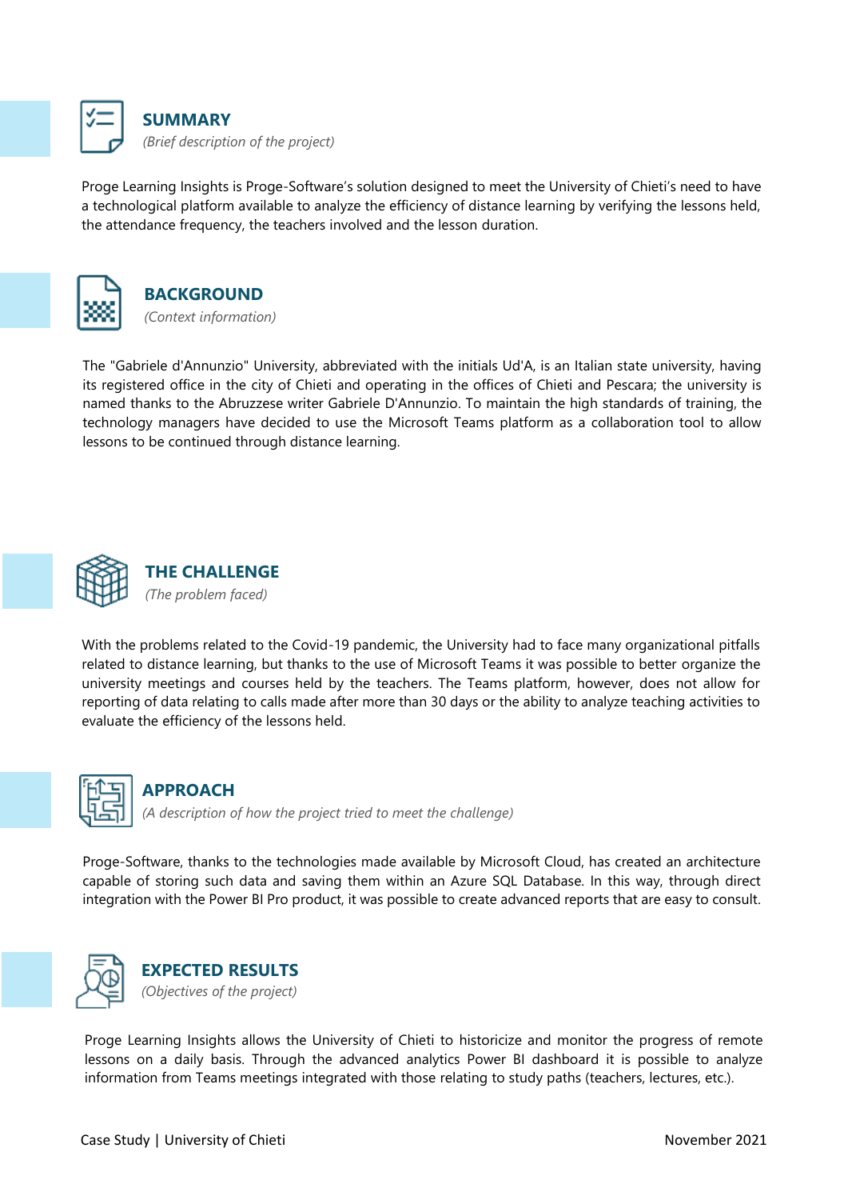## SUMMARY

*(Brief description of the project)*

Proge Learning Insights is Proge-Software's solution designed to meet the University of Chieti's need to have a technological platform available to analyze the efficiency of distance learning by verifying the lessons held, the attendance frequency, the teachers involved and the lesson duration.

## BACKGROUND

*(Context information)*

The "Gabriele d'Annunzio" University, abbreviated with the initials Ud'A, is an Italian state university, having its registered office in the city of Chieti and operating in the offices of Chieti and Pescara; the university is named thanks to the Abruzzese writer Gabriele D'Annunzio. To maintain the high standards of training, the technology managers have decided to use the Microsoft Teams platform as a collaboration tool to allow lessons to be continued through distance learning.

## THE CHALLENGE

*(The problem faced)*

With the problems related to the Covid-19 pandemic, the University had to face many organizational pitfalls related to distance learning, but thanks to the use of Microsoft Teams it was possible to better organize the university meetings and courses held by the teachers. The Teams platform, however, does not allow for reporting of data relating to calls made after more than 30 days or the ability to analyze teaching activities to evaluate the efficiency of the lessons held.

## APPROACH

*(A description of how the project tried to meet the challenge)*

Proge-Software, thanks to the technologies made available by Microsoft Cloud, has created an architecture capable of storing such data and saving them within an Azure SQL Database. In this way, through direct integration with the Power BI Pro product, it was possible to create advanced reports that are easy to consult.

## EXPECTED RESULTS

*(Objectives of the project)*

Proge Learning Insights allows the University of Chieti to historicize and monitor the progress of remote lessons on a daily basis. Through the advanced analytics Power BI dashboard it is possible to analyze information from Teams meetings integrated with those relating to study paths (teachers, lectures, etc.).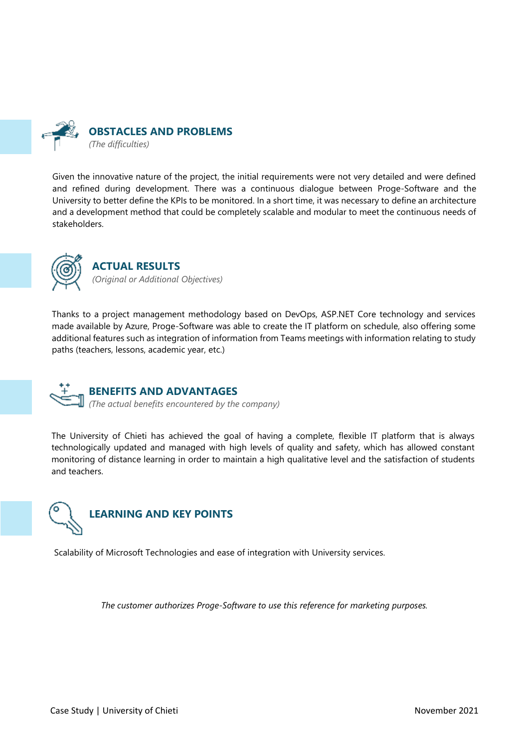## OBSTACLES AND PROBLEMS

*(The difficulties)*

Given the innovative nature of the project, the initial requirements were not very detailed and were defined and refined during development. There was a continuous dialogue between Proge-Software and the University to better define the KPIs to be monitored. In a short time, it was necessary to define an architecture and a development method that could be completely scalable and modular to meet the continuous needs of stakeholders.

## ACTUAL RESULTS

*(Original or Additional Objectives)*

Thanks to a project management methodology based on DevOps, ASP.NET Core technology and services made available by Azure, Proge-Software was able to create the IT platform on schedule, also offering some additional features such as integration of information from Teams meetings with information relating to study paths (teachers, lessons, academic year, etc.)

## BENEFITS AND ADVANTAGES

*(The actual benefits encountered by the company)*

The University of Chieti has achieved the goal of having a complete, flexible IT platform that is always technologically updated and managed with high levels of quality and safety, which has allowed constant monitoring of distance learning in order to maintain a high qualitative level and the satisfaction of students and teachers.

## LEARNING AND KEY POINTS

Scalability of Microsoft Technologies and ease of integration with University services.

*The customer authorizes Proge-Software to use this reference for marketing purposes.*